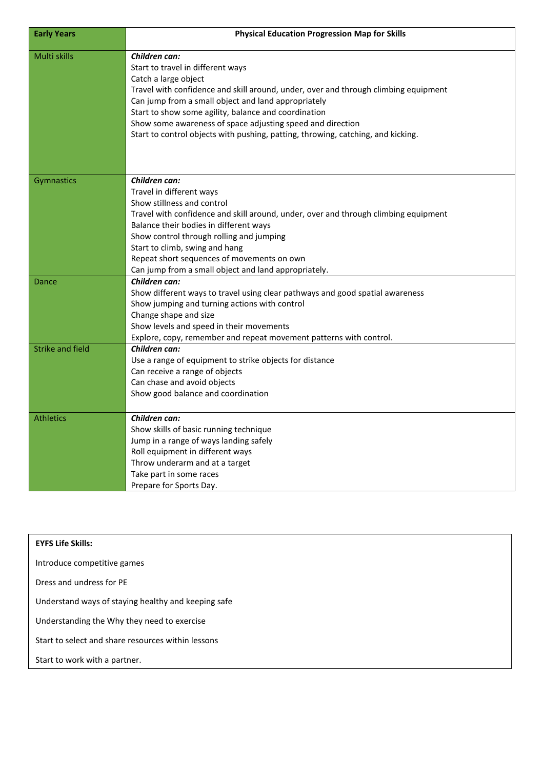| Early Years | Physical Education Progression Map for Skills |
|---|---|
| Multi skills | ***Children can:***<br>Start to travel in different ways<br>Catch a large object<br>Travel with confidence and skill around, under, over and through climbing equipment<br>Can jump from a small object and land appropriately<br>Start to show some agility, balance and coordination<br>Show some awareness of space adjusting speed and direction<br>Start to control objects with pushing, patting, throwing, catching, and kicking. |
| Gymnastics | ***Children can:***<br>Travel in different ways<br>Show stillness and control<br>Travel with confidence and skill around, under, over and through climbing equipment<br>Balance their bodies in different ways<br>Show control through rolling and jumping<br>Start to climb, swing and hang<br>Repeat short sequences of movements on own<br>Can jump from a small object and land appropriately. |
| Dance | ***Children can:***<br>Show different ways to travel using clear pathways and good spatial awareness<br>Show jumping and turning actions with control<br>Change shape and size<br>Show levels and speed in their movements<br>Explore, copy, remember and repeat movement patterns with control. |
| Strike and field | ***Children can:***<br>Use a range of equipment to strike objects for distance<br>Can receive a range of objects<br>Can chase and avoid objects<br>Show good balance and coordination |
| Athletics | ***Children can:***<br>Show skills of basic running technique<br>Jump in a range of ways landing safely<br>Roll equipment in different ways<br>Throw underarm and at a target<br>Take part in some races<br>Prepare for Sports Day. |

**EYFS Life Skills:**

Introduce competitive games

Dress and undress for PE

Understand ways of staying healthy and keeping safe

Understanding the Why they need to exercise

Start to select and share resources within lessons

Start to work with a partner.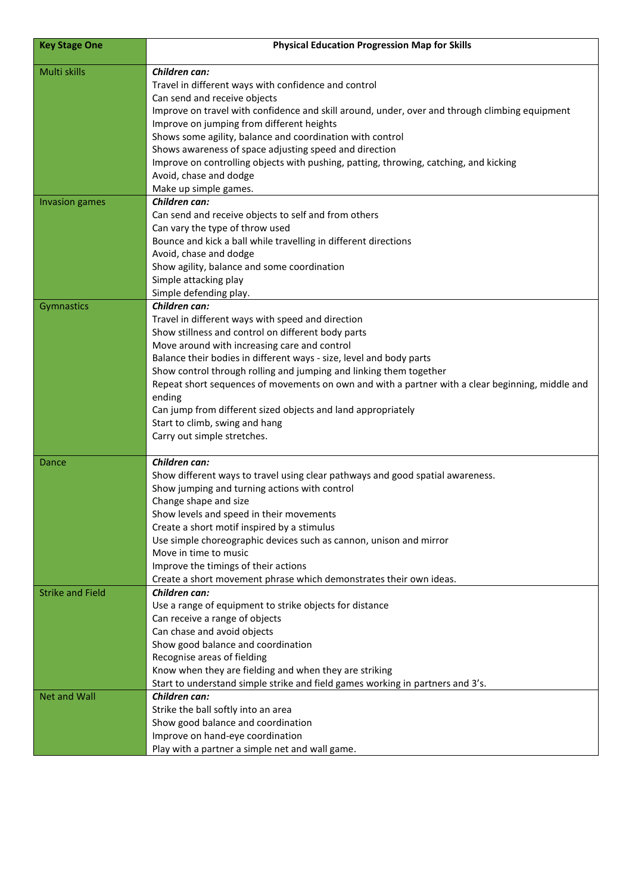| Key Stage One | Physical Education Progression Map for Skills |
|---|---|
| Multi skills | ***Children can:***<br>Travel in different ways with confidence and control<br>Can send and receive objects<br>Improve on travel with confidence and skill around, under, over and through climbing equipment<br>Improve on jumping from different heights<br>Shows some agility, balance and coordination with control<br>Shows awareness of space adjusting speed and direction<br>Improve on controlling objects with pushing, patting, throwing, catching, and kicking<br>Avoid, chase and dodge<br>Make up simple games. |
| Invasion games | ***Children can:***<br>Can send and receive objects to self and from others<br>Can vary the type of throw used<br>Bounce and kick a ball while travelling in different directions<br>Avoid, chase and dodge<br>Show agility, balance and some coordination<br>Simple attacking play<br>Simple defending play. |
| Gymnastics | ***Children can:***<br>Travel in different ways with speed and direction<br>Show stillness and control on different body parts<br>Move around with increasing care and control<br>Balance their bodies in different ways - size, level and body parts<br>Show control through rolling and jumping and linking them together<br>Repeat short sequences of movements on own and with a partner with a clear beginning, middle and ending<br>Can jump from different sized objects and land appropriately<br>Start to climb, swing and hang<br>Carry out simple stretches. |
| Dance | ***Children can:***<br>Show different ways to travel using clear pathways and good spatial awareness.<br>Show jumping and turning actions with control<br>Change shape and size<br>Show levels and speed in their movements<br>Create a short motif inspired by a stimulus<br>Use simple choreographic devices such as cannon, unison and mirror<br>Move in time to music<br>Improve the timings of their actions<br>Create a short movement phrase which demonstrates their own ideas. |
| Strike and Field | ***Children can:***<br>Use a range of equipment to strike objects for distance<br>Can receive a range of objects<br>Can chase and avoid objects<br>Show good balance and coordination<br>Recognise areas of fielding<br>Know when they are fielding and when they are striking<br>Start to understand simple strike and field games working in partners and 3's. |
| Net and Wall | ***Children can:***<br>Strike the ball softly into an area<br>Show good balance and coordination<br>Improve on hand-eye coordination<br>Play with a partner a simple net and wall game. |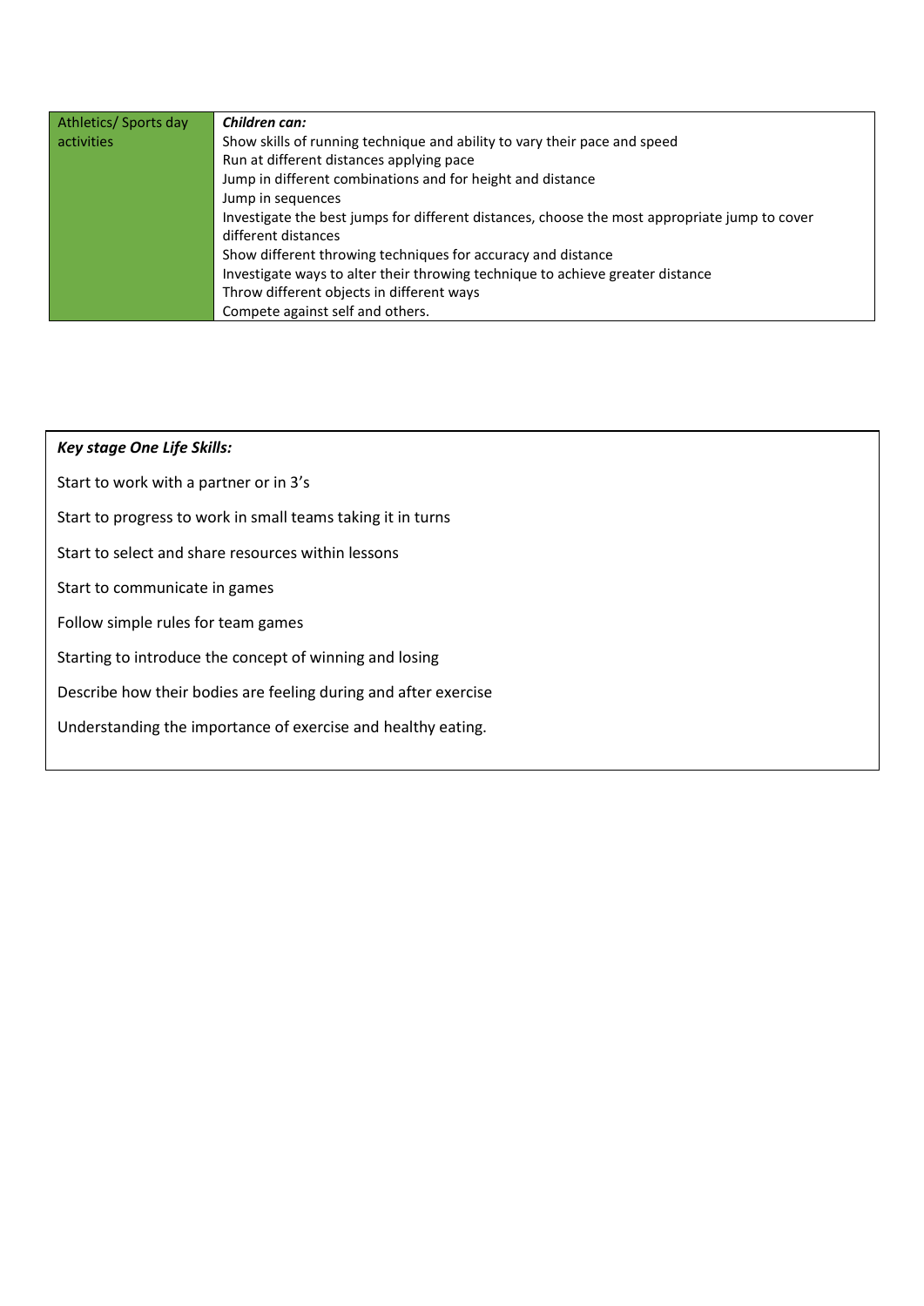| Athletics/ Sports day activities | ***Children can:***<br>Show skills of running technique and ability to vary their pace and speed<br>Run at different distances applying pace<br>Jump in different combinations and for height and distance<br>Jump in sequences<br>Investigate the best jumps for different distances, choose the most appropriate jump to cover different distances<br>Show different throwing techniques for accuracy and distance<br>Investigate ways to alter their throwing technique to achieve greater distance<br>Throw different objects in different ways<br>Compete against self and others. |
|---|---|

***Key stage One Life Skills:***

Start to work with a partner or in 3's

Start to progress to work in small teams taking it in turns

Start to select and share resources within lessons

Start to communicate in games

Follow simple rules for team games

Starting to introduce the concept of winning and losing

Describe how their bodies are feeling during and after exercise

Understanding the importance of exercise and healthy eating.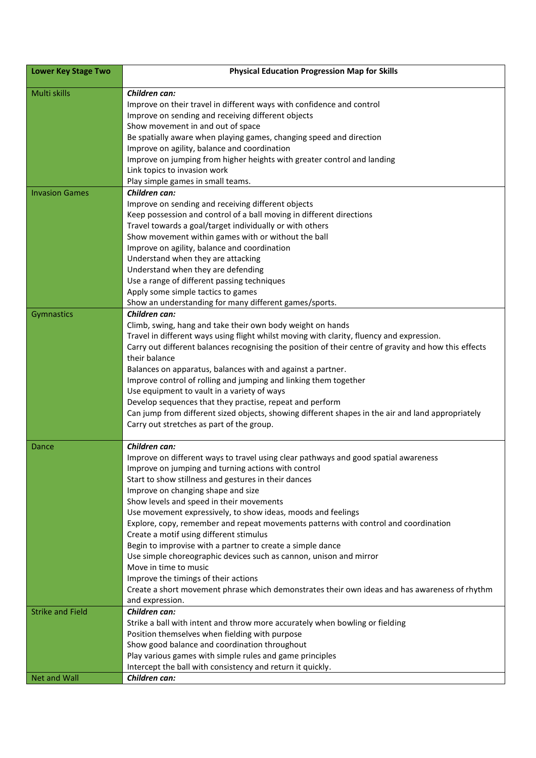| Lower Key Stage Two | Physical Education Progression Map for Skills |
|---|---|
| Multi skills | ***Children can:***<br>Improve on their travel in different ways with confidence and control<br>Improve on sending and receiving different objects<br>Show movement in and out of space<br>Be spatially aware when playing games, changing speed and direction<br>Improve on agility, balance and coordination<br>Improve on jumping from higher heights with greater control and landing<br>Link topics to invasion work<br>Play simple games in small teams. |
| Invasion Games | ***Children can:***<br>Improve on sending and receiving different objects<br>Keep possession and control of a ball moving in different directions<br>Travel towards a goal/target individually or with others<br>Show movement within games with or without the ball<br>Improve on agility, balance and coordination<br>Understand when they are attacking<br>Understand when they are defending<br>Use a range of different passing techniques<br>Apply some simple tactics to games<br>Show an understanding for many different games/sports. |
| Gymnastics | ***Children can:***<br>Climb, swing, hang and take their own body weight on hands<br>Travel in different ways using flight whilst moving with clarity, fluency and expression.<br>Carry out different balances recognising the position of their centre of gravity and how this effects their balance<br>Balances on apparatus, balances with and against a partner.<br>Improve control of rolling and jumping and linking them together<br>Use equipment to vault in a variety of ways<br>Develop sequences that they practise, repeat and perform<br>Can jump from different sized objects, showing different shapes in the air and land appropriately<br>Carry out stretches as part of the group. |
| Dance | ***Children can:***<br>Improve on different ways to travel using clear pathways and good spatial awareness<br>Improve on jumping and turning actions with control<br>Start to show stillness and gestures in their dances<br>Improve on changing shape and size<br>Show levels and speed in their movements<br>Use movement expressively, to show ideas, moods and feelings<br>Explore, copy, remember and repeat movements patterns with control and coordination<br>Create a motif using different stimulus<br>Begin to improvise with a partner to create a simple dance<br>Use simple choreographic devices such as cannon, unison and mirror<br>Move in time to music<br>Improve the timings of their actions<br>Create a short movement phrase which demonstrates their own ideas and has awareness of rhythm and expression. |
| Strike and Field | ***Children can:***<br>Strike a ball with intent and throw more accurately when bowling or fielding<br>Position themselves when fielding with purpose<br>Show good balance and coordination throughout<br>Play various games with simple rules and game principles<br>Intercept the ball with consistency and return it quickly. |
| Net and Wall | ***Children can:*** |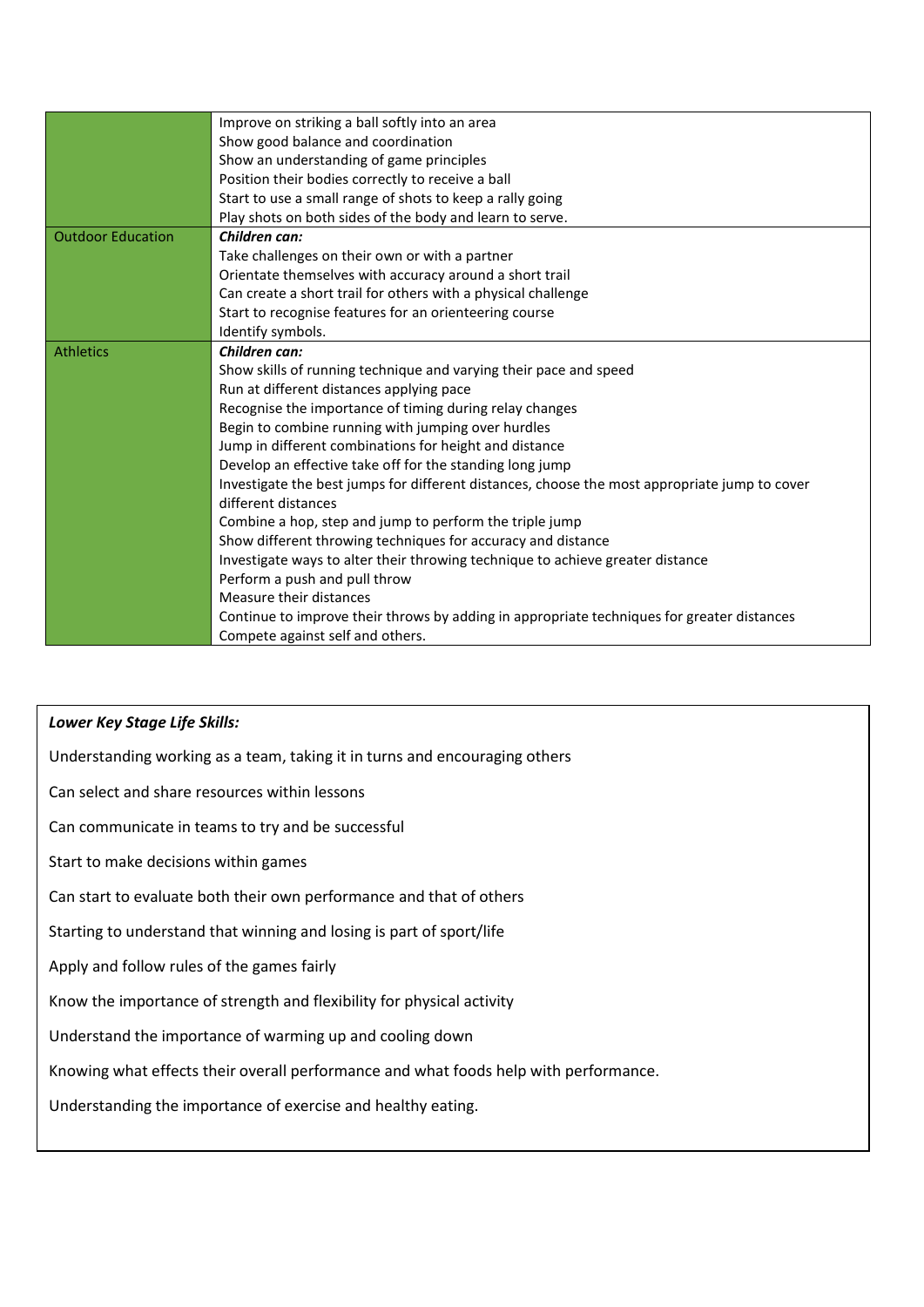| | |
|---|---|
| | Improve on striking a ball softly into an area<br>Show good balance and coordination<br>Show an understanding of game principles<br>Position their bodies correctly to receive a ball<br>Start to use a small range of shots to keep a rally going<br>Play shots on both sides of the body and learn to serve. |
| Outdoor Education | ***Children can:***<br>Take challenges on their own or with a partner<br>Orientate themselves with accuracy around a short trail<br>Can create a short trail for others with a physical challenge<br>Start to recognise features for an orienteering course<br>Identify symbols. |
| Athletics | ***Children can:***<br>Show skills of running technique and varying their pace and speed<br>Run at different distances applying pace<br>Recognise the importance of timing during relay changes<br>Begin to combine running with jumping over hurdles<br>Jump in different combinations for height and distance<br>Develop an effective take off for the standing long jump<br>Investigate the best jumps for different distances, choose the most appropriate jump to cover different distances<br>Combine a hop, step and jump to perform the triple jump<br>Show different throwing techniques for accuracy and distance<br>Investigate ways to alter their throwing technique to achieve greater distance<br>Perform a push and pull throw<br>Measure their distances<br>Continue to improve their throws by adding in appropriate techniques for greater distances<br>Compete against self and others. |

***Lower Key Stage Life Skills:***

Understanding working as a team, taking it in turns and encouraging others

Can select and share resources within lessons

Can communicate in teams to try and be successful

Start to make decisions within games

Can start to evaluate both their own performance and that of others

Starting to understand that winning and losing is part of sport/life

Apply and follow rules of the games fairly

Know the importance of strength and flexibility for physical activity

Understand the importance of warming up and cooling down

Knowing what effects their overall performance and what foods help with performance.

Understanding the importance of exercise and healthy eating.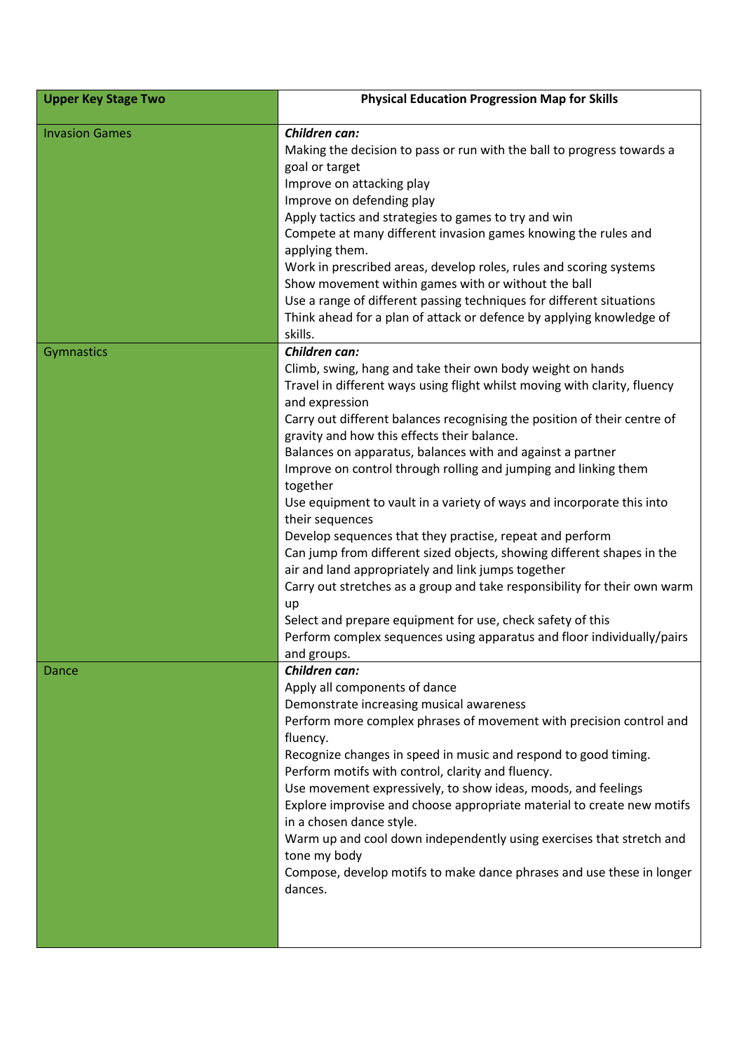| Upper Key Stage Two | Physical Education Progression Map for Skills |
|---|---|
| Invasion Games | ***Children can:***<br>Making the decision to pass or run with the ball to progress towards a goal or target<br>Improve on attacking play<br>Improve on defending play<br>Apply tactics and strategies to games to try and win<br>Compete at many different invasion games knowing the rules and applying them.<br>Work in prescribed areas, develop roles, rules and scoring systems<br>Show movement within games with or without the ball<br>Use a range of different passing techniques for different situations<br>Think ahead for a plan of attack or defence by applying knowledge of skills. |
| Gymnastics | ***Children can:***<br>Climb, swing, hang and take their own body weight on hands<br>Travel in different ways using flight whilst moving with clarity, fluency and expression<br>Carry out different balances recognising the position of their centre of gravity and how this effects their balance.<br>Balances on apparatus, balances with and against a partner<br>Improve on control through rolling and jumping and linking them together<br>Use equipment to vault in a variety of ways and incorporate this into their sequences<br>Develop sequences that they practise, repeat and perform<br>Can jump from different sized objects, showing different shapes in the air and land appropriately and link jumps together<br>Carry out stretches as a group and take responsibility for their own warm up<br>Select and prepare equipment for use, check safety of this<br>Perform complex sequences using apparatus and floor individually/pairs and groups. |
| Dance | ***Children can:***<br>Apply all components of dance<br>Demonstrate increasing musical awareness<br>Perform more complex phrases of movement with precision control and fluency.<br>Recognize changes in speed in music and respond to good timing.<br>Perform motifs with control, clarity and fluency.<br>Use movement expressively, to show ideas, moods, and feelings<br>Explore improvise and choose appropriate material to create new motifs in a chosen dance style.<br>Warm up and cool down independently using exercises that stretch and tone my body<br>Compose, develop motifs to make dance phrases and use these in longer dances. |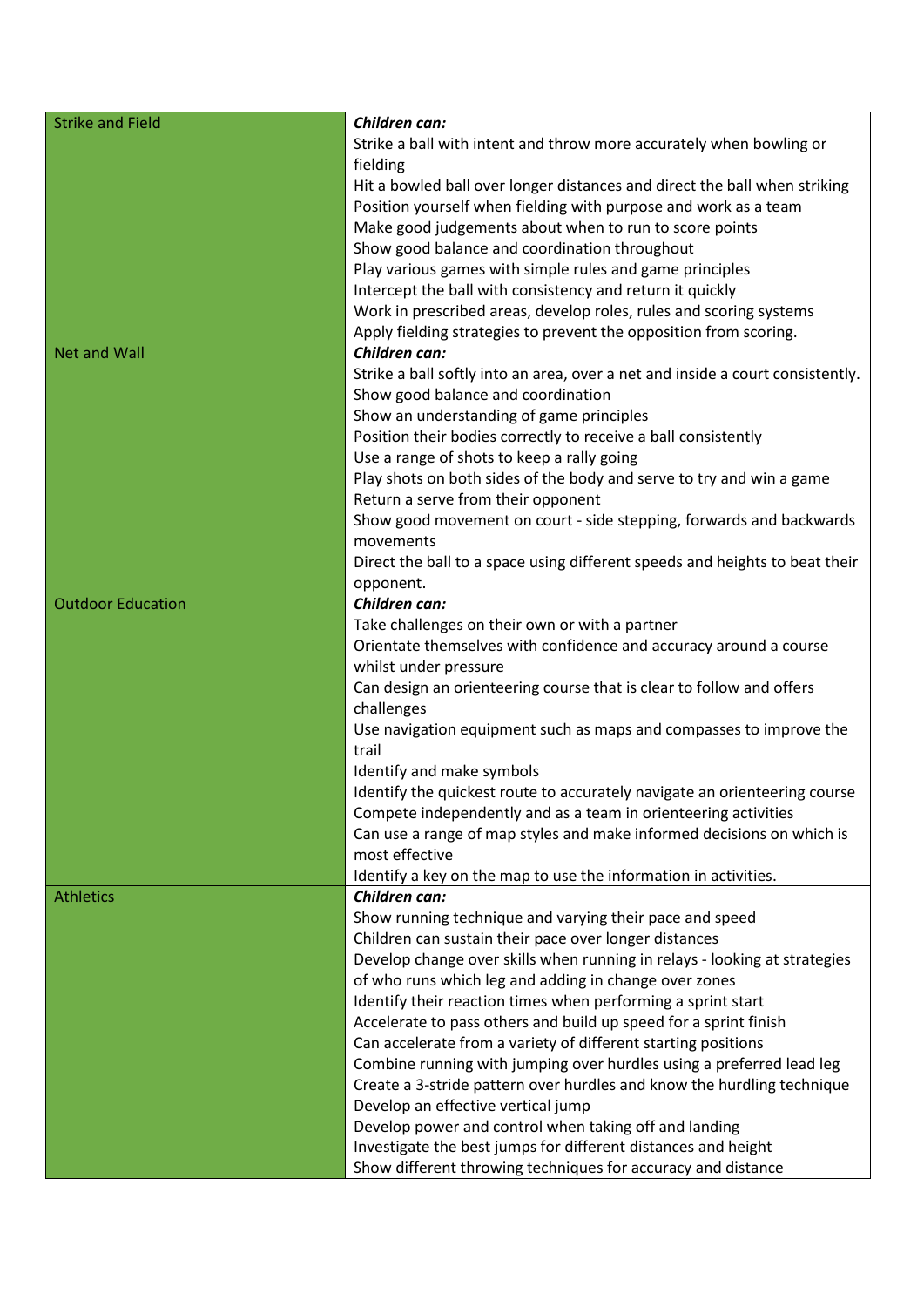| Strike and Field | ***Children can:***<br>Strike a ball with intent and throw more accurately when bowling or fielding<br>Hit a bowled ball over longer distances and direct the ball when striking<br>Position yourself when fielding with purpose and work as a team<br>Make good judgements about when to run to score points<br>Show good balance and coordination throughout<br>Play various games with simple rules and game principles<br>Intercept the ball with consistency and return it quickly<br>Work in prescribed areas, develop roles, rules and scoring systems<br>Apply fielding strategies to prevent the opposition from scoring. |
|---|---|
| Net and Wall | ***Children can:***<br>Strike a ball softly into an area, over a net and inside a court consistently.<br>Show good balance and coordination<br>Show an understanding of game principles<br>Position their bodies correctly to receive a ball consistently<br>Use a range of shots to keep a rally going<br>Play shots on both sides of the body and serve to try and win a game<br>Return a serve from their opponent<br>Show good movement on court - side stepping, forwards and backwards movements<br>Direct the ball to a space using different speeds and heights to beat their opponent. |
| Outdoor Education | ***Children can:***<br>Take challenges on their own or with a partner<br>Orientate themselves with confidence and accuracy around a course whilst under pressure<br>Can design an orienteering course that is clear to follow and offers challenges<br>Use navigation equipment such as maps and compasses to improve the trail<br>Identify and make symbols<br>Identify the quickest route to accurately navigate an orienteering course<br>Compete independently and as a team in orienteering activities<br>Can use a range of map styles and make informed decisions on which is most effective<br>Identify a key on the map to use the information in activities. |
| Athletics | ***Children can:***<br>Show running technique and varying their pace and speed<br>Children can sustain their pace over longer distances<br>Develop change over skills when running in relays - looking at strategies of who runs which leg and adding in change over zones<br>Identify their reaction times when performing a sprint start<br>Accelerate to pass others and build up speed for a sprint finish<br>Can accelerate from a variety of different starting positions<br>Combine running with jumping over hurdles using a preferred lead leg<br>Create a 3-stride pattern over hurdles and know the hurdling technique<br>Develop an effective vertical jump<br>Develop power and control when taking off and landing<br>Investigate the best jumps for different distances and height<br>Show different throwing techniques for accuracy and distance |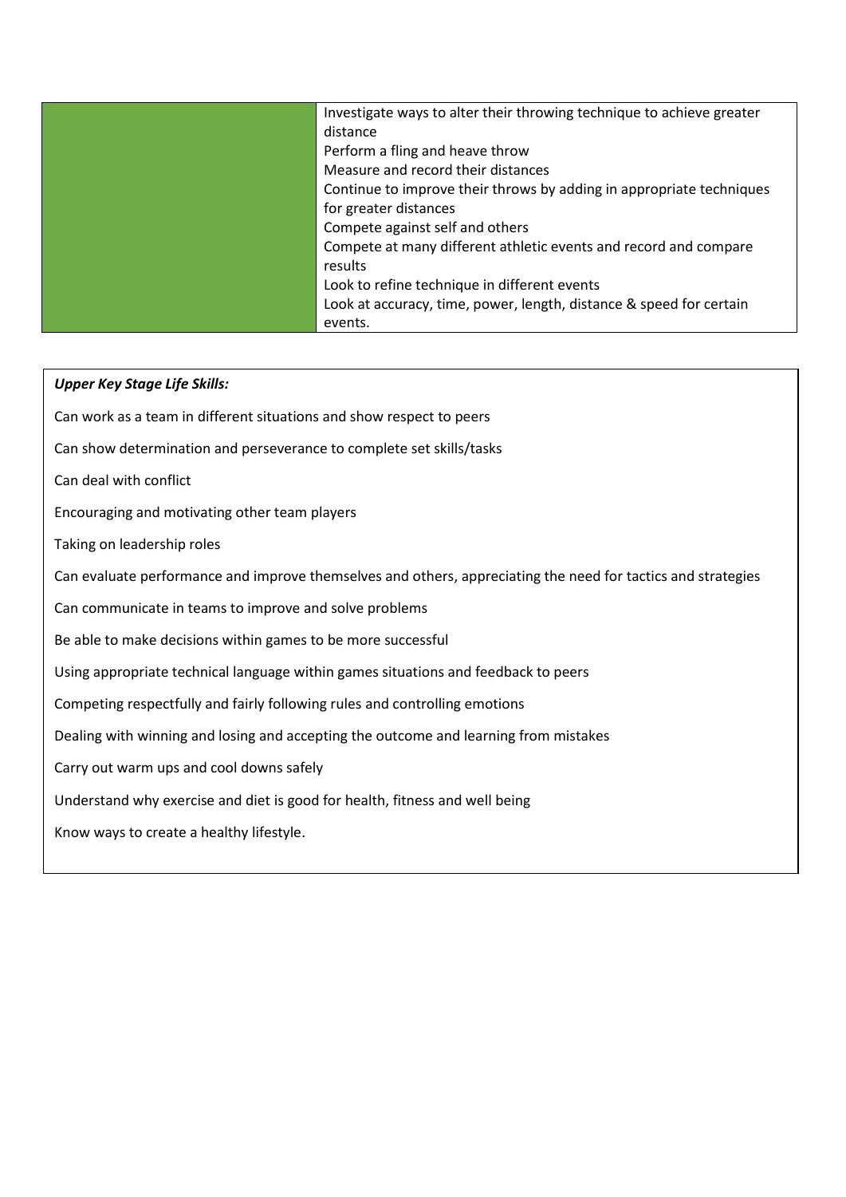| | |
|---|---|
| | Investigate ways to alter their throwing technique to achieve greater distance<br>Perform a fling and heave throw<br>Measure and record their distances<br>Continue to improve their throws by adding in appropriate techniques for greater distances<br>Compete against self and others<br>Compete at many different athletic events and record and compare results<br>Look to refine technique in different events<br>Look at accuracy, time, power, length, distance & speed for certain events. |

***Upper Key Stage Life Skills:***

Can work as a team in different situations and show respect to peers

Can show determination and perseverance to complete set skills/tasks

Can deal with conflict

Encouraging and motivating other team players

Taking on leadership roles

Can evaluate performance and improve themselves and others, appreciating the need for tactics and strategies

Can communicate in teams to improve and solve problems

Be able to make decisions within games to be more successful

Using appropriate technical language within games situations and feedback to peers

Competing respectfully and fairly following rules and controlling emotions

Dealing with winning and losing and accepting the outcome and learning from mistakes

Carry out warm ups and cool downs safely

Understand why exercise and diet is good for health, fitness and well being

Know ways to create a healthy lifestyle.